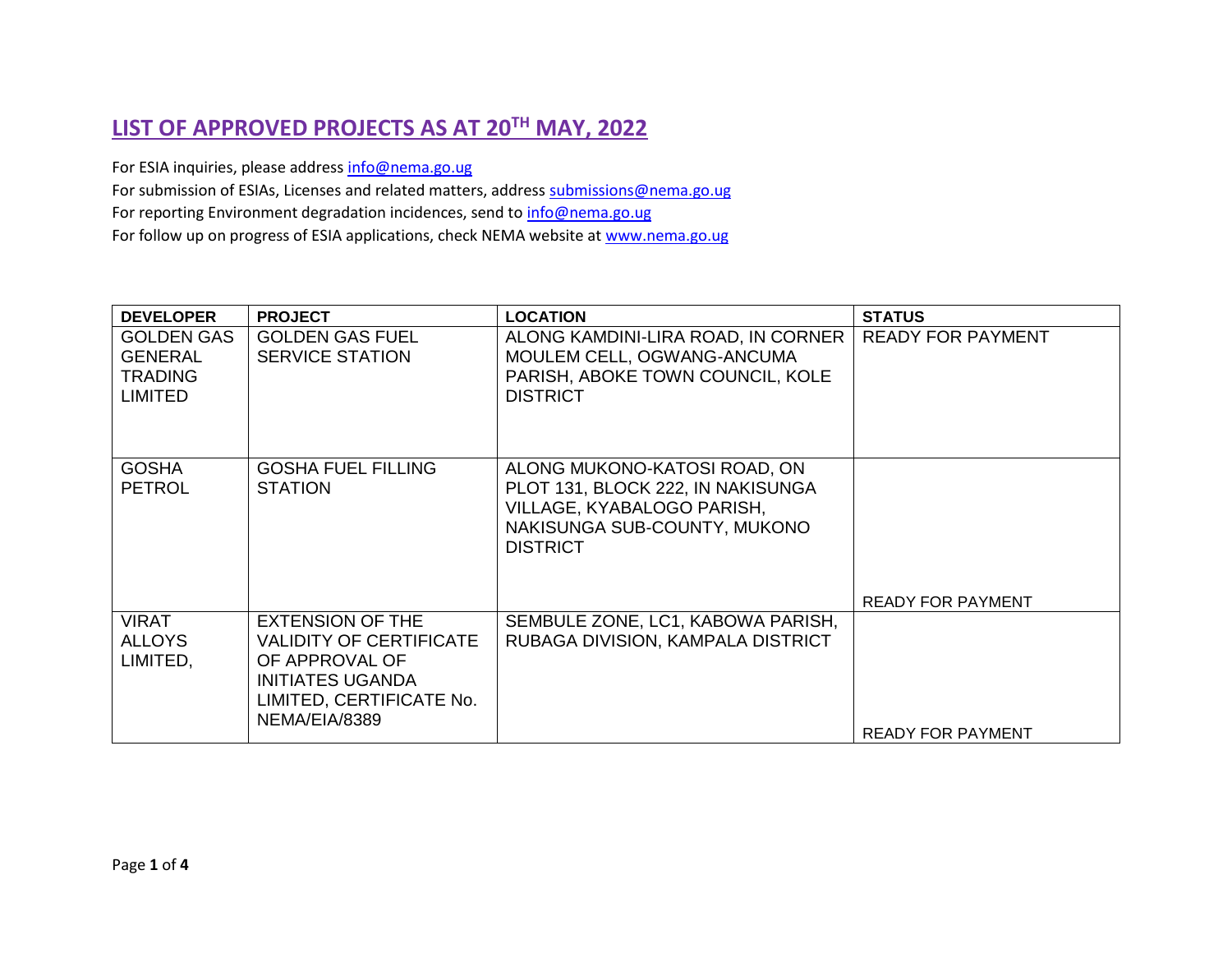## LIST OF APPROVED PROJECTS AS AT 20TH MAY, 2022

For ESIA inquiries, please address info@nema.go.ug
For submission of ESIAs, Licenses and related matters, address submissions@nema.go.ug
For reporting Environment degradation incidences, send to info@nema.go.ug
For follow up on progress of ESIA applications, check NEMA website at www.nema.go.ug

| DEVELOPER | PROJECT | LOCATION | STATUS |
|---|---|---|---|
| GOLDEN GAS GENERAL TRADING LIMITED | GOLDEN GAS FUEL SERVICE STATION | ALONG KAMDINI-LIRA ROAD, IN CORNER MOULEM CELL, OGWANG-ANCUMA PARISH, ABOKE TOWN COUNCIL, KOLE DISTRICT | READY FOR PAYMENT |
| GOSHA PETROL | GOSHA FUEL FILLING STATION | ALONG MUKONO-KATOSI ROAD, ON PLOT 131, BLOCK 222, IN NAKISUNGA VILLAGE, KYABALOGO PARISH, NAKISUNGA SUB-COUNTY, MUKONO DISTRICT | READY FOR PAYMENT |
| VIRAT ALLOYS LIMITED, | EXTENSION OF THE VALIDITY OF CERTIFICATE OF APPROVAL OF INITIATES UGANDA LIMITED, CERTIFICATE No. NEMA/EIA/8389 | SEMBULE ZONE, LC1, KABOWA PARISH, RUBAGA DIVISION, KAMPALA DISTRICT | READY FOR PAYMENT |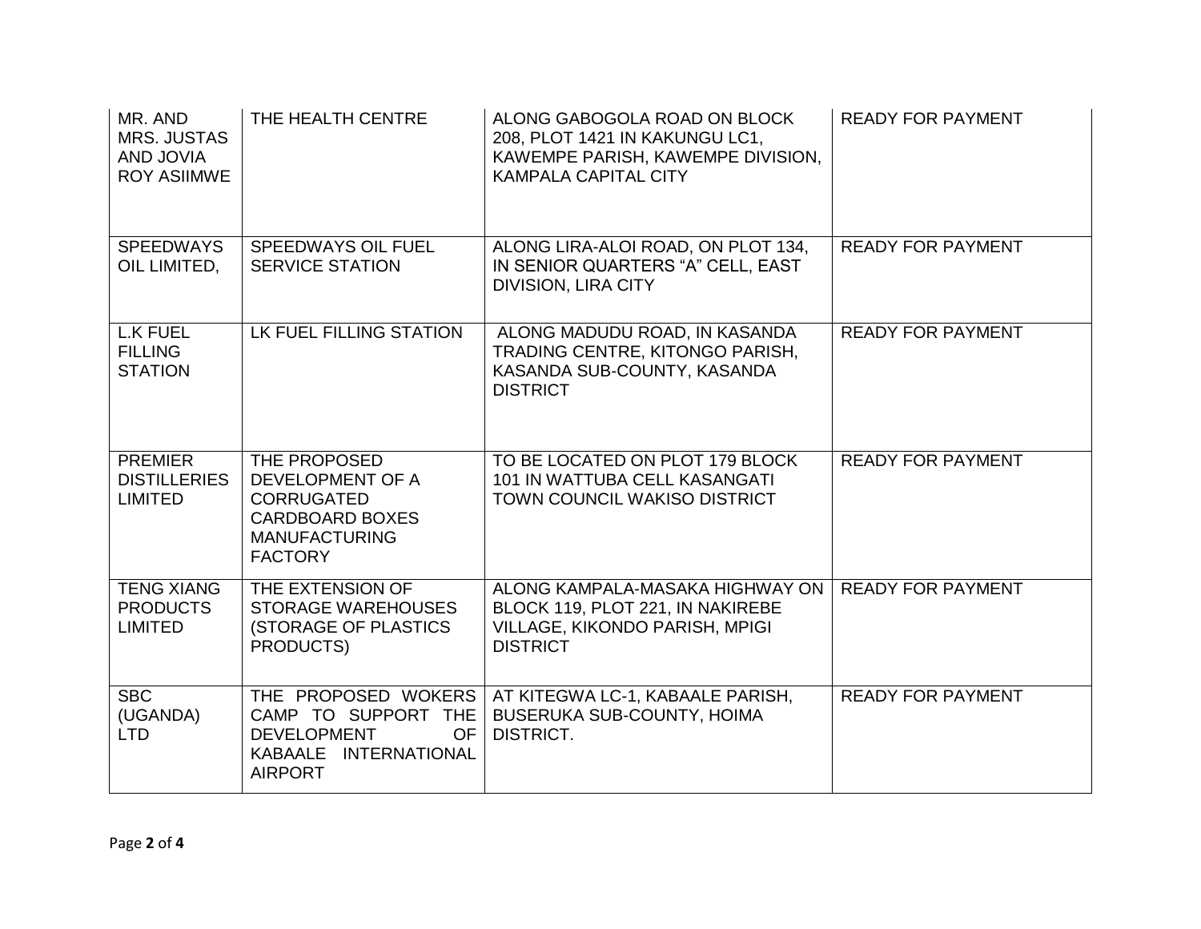| MR. AND MRS. JUSTAS AND JOVIA ROY ASIIMWE | THE HEALTH CENTRE | ALONG GABOGOLA ROAD ON BLOCK 208, PLOT 1421 IN KAKUNGU LC1, KAWEMPE PARISH, KAWEMPE DIVISION, KAMPALA CAPITAL CITY | READY FOR PAYMENT |
|---|---|---|---|
| SPEEDWAYS OIL LIMITED, | SPEEDWAYS OIL FUEL SERVICE STATION | ALONG LIRA-ALOI ROAD, ON PLOT 134, IN SENIOR QUARTERS "A" CELL, EAST DIVISION, LIRA CITY | READY FOR PAYMENT |
| L.K FUEL FILLING STATION | LK FUEL FILLING STATION | ALONG MADUDU ROAD, IN KASANDA TRADING CENTRE, KITONGO PARISH, KASANDA SUB-COUNTY, KASANDA DISTRICT | READY FOR PAYMENT |
| PREMIER DISTILLERIES LIMITED | THE PROPOSED DEVELOPMENT OF A CORRUGATED CARDBOARD BOXES MANUFACTURING FACTORY | TO BE LOCATED ON PLOT 179 BLOCK 101 IN WATTUBA CELL KASANGATI TOWN COUNCIL WAKISO DISTRICT | READY FOR PAYMENT |
| TENG XIANG PRODUCTS LIMITED | THE EXTENSION OF STORAGE WAREHOUSES (STORAGE OF PLASTICS PRODUCTS) | ALONG KAMPALA-MASAKA HIGHWAY ON BLOCK 119, PLOT 221, IN NAKIREBE VILLAGE, KIKONDO PARISH, MPIGI DISTRICT | READY FOR PAYMENT |
| SBC (UGANDA) LTD | THE PROPOSED WOKERS CAMP TO SUPPORT THE DEVELOPMENT OF KABAALE INTERNATIONAL AIRPORT | AT KITEGWA LC-1, KABAALE PARISH, BUSERUKA SUB-COUNTY, HOIMA DISTRICT. | READY FOR PAYMENT |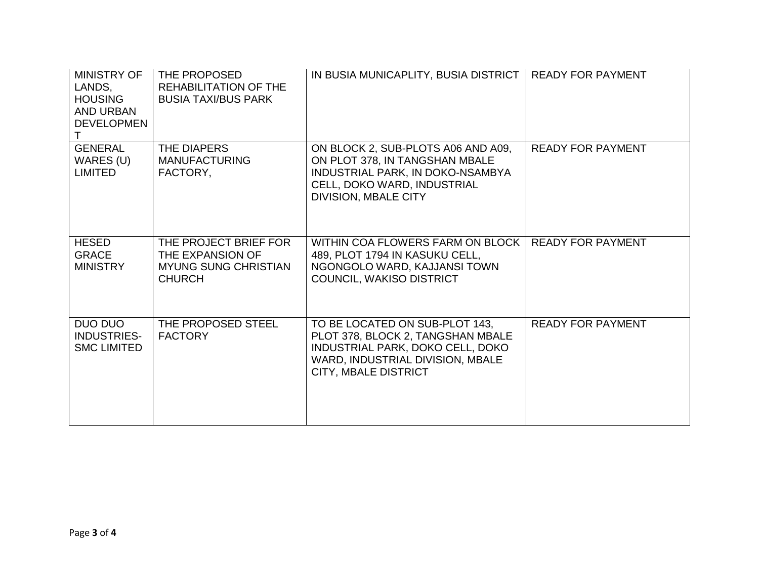| | | | |
|---|---|---|---|
| MINISTRY OF LANDS, HOUSING AND URBAN DEVELOPMENT | THE PROPOSED REHABILITATION OF THE BUSIA TAXI/BUS PARK | IN BUSIA MUNICAPLITY, BUSIA DISTRICT | READY FOR PAYMENT |
| GENERAL WARES (U) LIMITED | THE DIAPERS MANUFACTURING FACTORY, | ON BLOCK 2, SUB-PLOTS A06 AND A09, ON PLOT 378, IN TANGSHAN MBALE INDUSTRIAL PARK, IN DOKO-NSAMBYA CELL, DOKO WARD, INDUSTRIAL DIVISION, MBALE CITY | READY FOR PAYMENT |
| HESED GRACE MINISTRY | THE PROJECT BRIEF FOR THE EXPANSION OF MYUNG SUNG CHRISTIAN CHURCH | WITHIN COA FLOWERS FARM ON BLOCK 489, PLOT 1794 IN KASUKU CELL, NGONGOLO WARD, KAJJANSI TOWN COUNCIL, WAKISO DISTRICT | READY FOR PAYMENT |
| DUO DUO INDUSTRIES-SMC LIMITED | THE PROPOSED STEEL FACTORY | TO BE LOCATED ON SUB-PLOT 143, PLOT 378, BLOCK 2, TANGSHAN MBALE INDUSTRIAL PARK, DOKO CELL, DOKO WARD, INDUSTRIAL DIVISION, MBALE CITY, MBALE DISTRICT | READY FOR PAYMENT |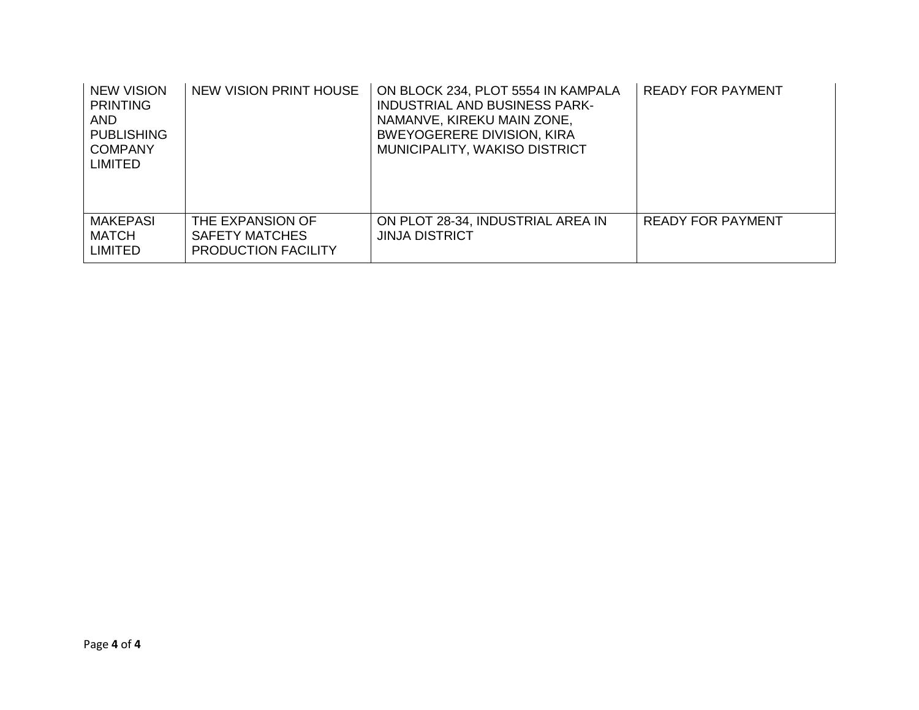| | | | |
|---|---|---|---|
| NEW VISION PRINTING AND PUBLISHING COMPANY LIMITED | NEW VISION PRINT HOUSE | ON BLOCK 234, PLOT 5554 IN KAMPALA INDUSTRIAL AND BUSINESS PARK-NAMANVE, KIREKU MAIN ZONE, BWEYOGERERE DIVISION, KIRA MUNICIPALITY, WAKISO DISTRICT | READY FOR PAYMENT |
| MAKEPASI MATCH LIMITED | THE EXPANSION OF SAFETY MATCHES PRODUCTION FACILITY | ON PLOT 28-34, INDUSTRIAL AREA IN JINJA DISTRICT | READY FOR PAYMENT |